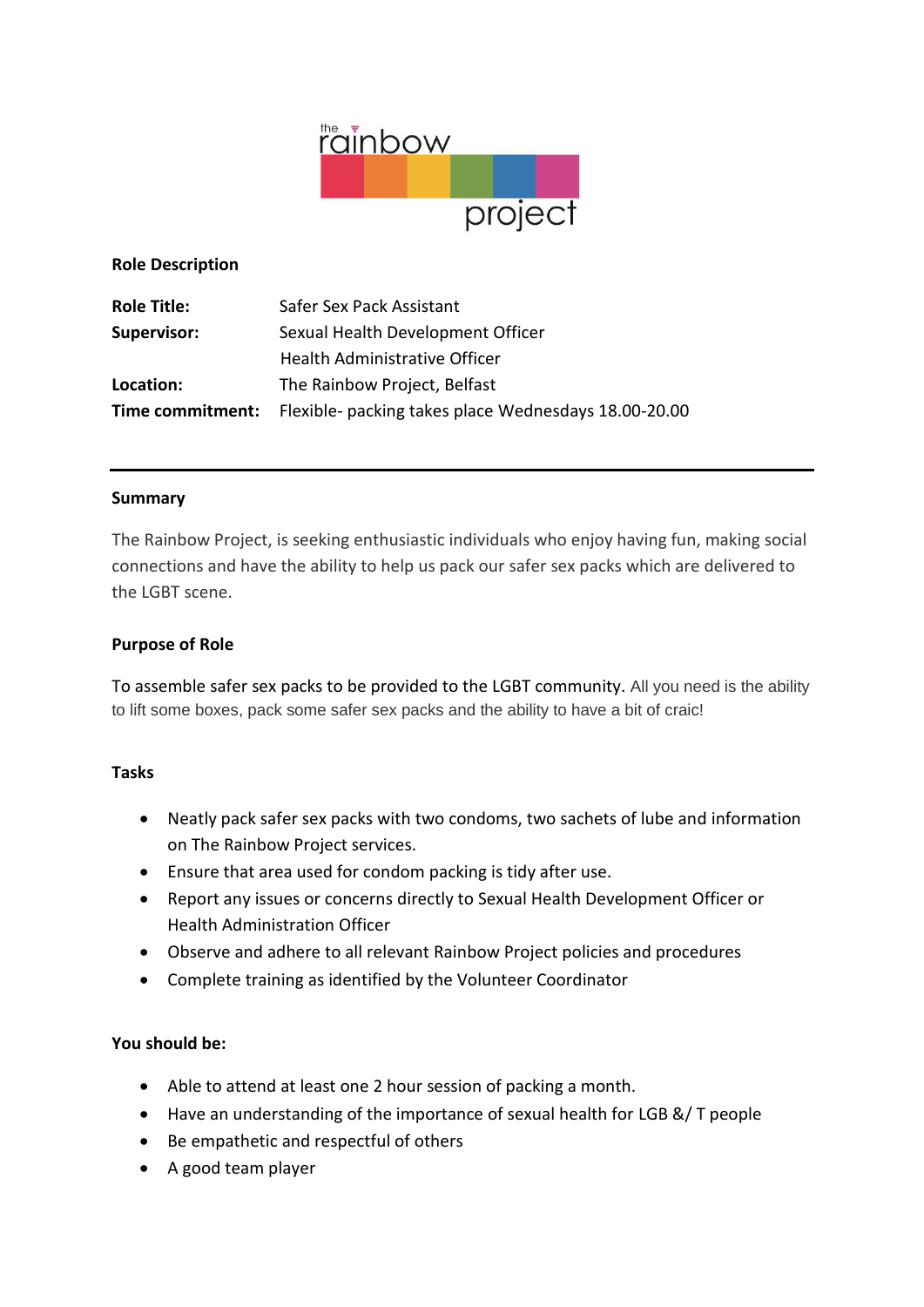the rainbow project

**Role Description**

| | |
|---|---|
| **Role Title:** | Safer Sex Pack Assistant |
| **Supervisor:** | Sexual Health Development Officer |
| | Health Administrative Officer |
| **Location:** | The Rainbow Project, Belfast |
| **Time commitment:** | Flexible- packing takes place Wednesdays 18.00-20.00 |

---

**Summary**

The Rainbow Project, is seeking enthusiastic individuals who enjoy having fun, making social connections and have the ability to help us pack our safer sex packs which are delivered to the LGBT scene.

**Purpose of Role**

To assemble safer sex packs to be provided to the LGBT community. All you need is the ability to lift some boxes, pack some safer sex packs and the ability to have a bit of craic!

**Tasks**

- Neatly pack safer sex packs with two condoms, two sachets of lube and information on The Rainbow Project services.
- Ensure that area used for condom packing is tidy after use.
- Report any issues or concerns directly to Sexual Health Development Officer or Health Administration Officer
- Observe and adhere to all relevant Rainbow Project policies and procedures
- Complete training as identified by the Volunteer Coordinator

**You should be:**

- Able to attend at least one 2 hour session of packing a month.
- Have an understanding of the importance of sexual health for LGB &/ T people
- Be empathetic and respectful of others
- A good team player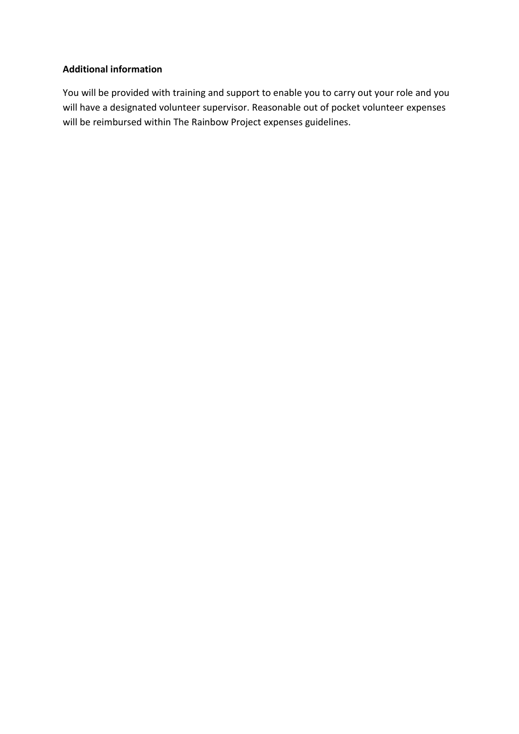**Additional information**

You will be provided with training and support to enable you to carry out your role and you will have a designated volunteer supervisor. Reasonable out of pocket volunteer expenses will be reimbursed within The Rainbow Project expenses guidelines.